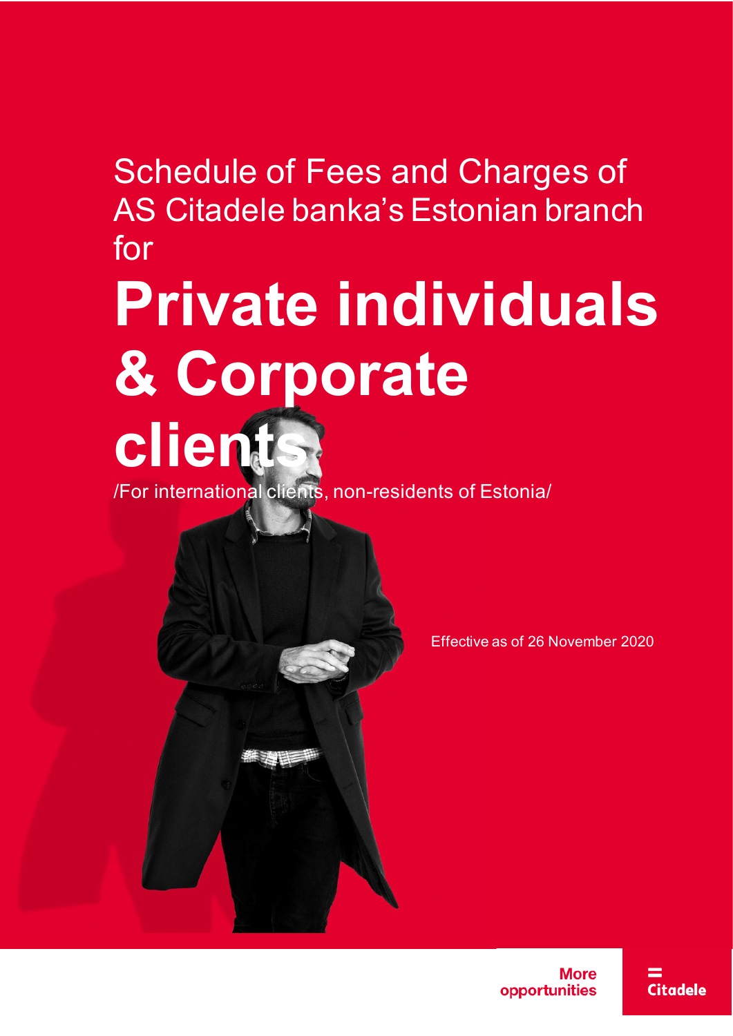Schedule of Fees and Charges of AS Citadele banka's Estonian branch for

# Private individuals & Corporate clients

/For international clients, non-residents of Estonia/

Effective as of 26 November 2020

More opportunities

Citadele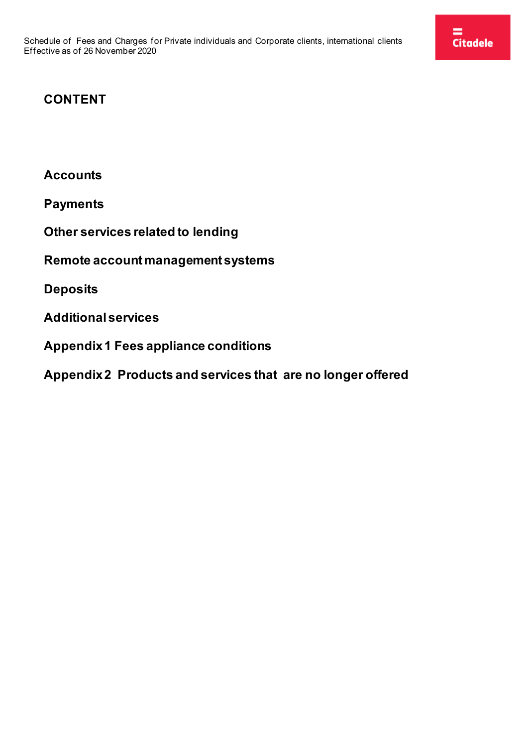# CONTENT

**Accounts**

**Payments**

**Other services related to lending**

**Remote account management systems**

**Deposits**

**Additional services**

**Appendix 1 Fees appliance conditions**

**Appendix 2 Products and services that are no longer offered**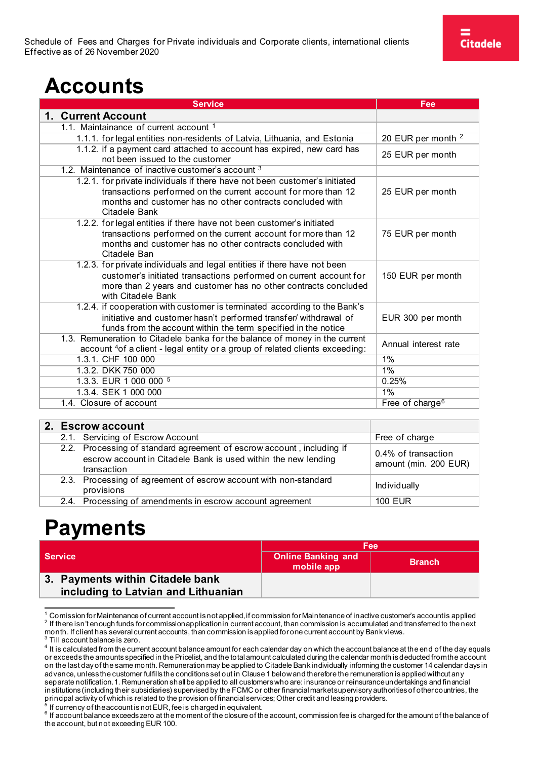# Accounts

| Service | Fee |
|---|---|
| **1. Current Account** | |
| 1.1. Maintainance of current account [1] | |
| 1.1.1. for legal entities non-residents of Latvia, Lithuania, and Estonia | 20 EUR per month [2] |
| 1.1.2. if a payment card attached to account has expired, new card has not been issued to the customer | 25 EUR per month |
| 1.2. Maintenance of inactive customer's account [3] | |
| 1.2.1. for private individuals if there have not been customer's initiated transactions performed on the current account for more than 12 months and customer has no other contracts concluded with Citadele Bank | 25 EUR per month |
| 1.2.2. for legal entities if there have not been customer's initiated transactions performed on the current account for more than 12 months and customer has no other contracts concluded with Citadele Ban | 75 EUR per month |
| 1.2.3. for private individuals and legal entities if there have not been customer's initiated transactions performed on current account for more than 2 years and customer has no other contracts concluded with Citadele Bank | 150 EUR per month |
| 1.2.4. if cooperation with customer is terminated according to the Bank's initiative and customer hasn't performed transfer/ withdrawal of funds from the account within the term specified in the notice | EUR 300 per month |
| 1.3. Remuneration to Citadele banka for the balance of money in the current account [4]of a client - legal entity or a group of related clients exceeding: | Annual interest rate |
| 1.3.1. CHF 100 000 | 1% |
| 1.3.2. DKK 750 000 | 1% |
| 1.3.3. EUR 1 000 000 [5] | 0.25% |
| 1.3.4. SEK 1 000 000 | 1% |
| 1.4. Closure of account | Free of charge[6] |

| | |
|---|---|
| **2. Escrow account** | |
| 2.1. Servicing of Escrow Account | Free of charge |
| 2.2. Processing of standard agreement of escrow account , including if escrow account in Citadele Bank is used within the new lending transaction | 0.4% of transaction amount (min. 200 EUR) |
| 2.3. Processing of agreement of escrow account with non-standard provisions | Individually |
| 2.4. Processing of amendments in escrow account agreement | 100 EUR |

# Payments

| Service | Fee | |
|---|---|---|
| | Online Banking and mobile app | Branch |
| **3. Payments within Citadele bank including to Latvian and Lithuanian** | | |

[1] Comission for Maintenance of current account is not applied, if commission for Maintenance of inactive customer's account is applied

[2] If there isn't enough funds for commission application in current account, than commission is accumulated and transferred to the next month. If client has several current accounts, than commission is applied for one current account by Bank views.

[3] Till account balance is zero.

[4] It is calculated from the current account balance amount for each calendar day on which the account balance at the end of the day equals or exceeds the amounts specified in the Pricelist, and the total amount calculated during the calendar month is deducted from the account on the last day of the same month. Remuneration may be applied to Citadele Bank individually informing the customer 14 calendar days in advance, unless the customer fulfills the conditions set out in Clause 1 below and therefore the remuneration is applied without any separate notification. 1. Remuneration shall be applied to all customers who are: insurance or reinsurance undertakings and financial institutions (including their subsidiaries) supervised by the FCMC or other financial market supervisory authorities of other countries, the principal activity of which is related to the provision of financial services; Other credit and leasing providers.

[5] If currency of the account is not EUR, fee is charged in equivalent.

[6] If account balance exceeds zero at the moment of the closure of the account, commission fee is charged for the amount of the balance of the account, but not exceeding EUR 100.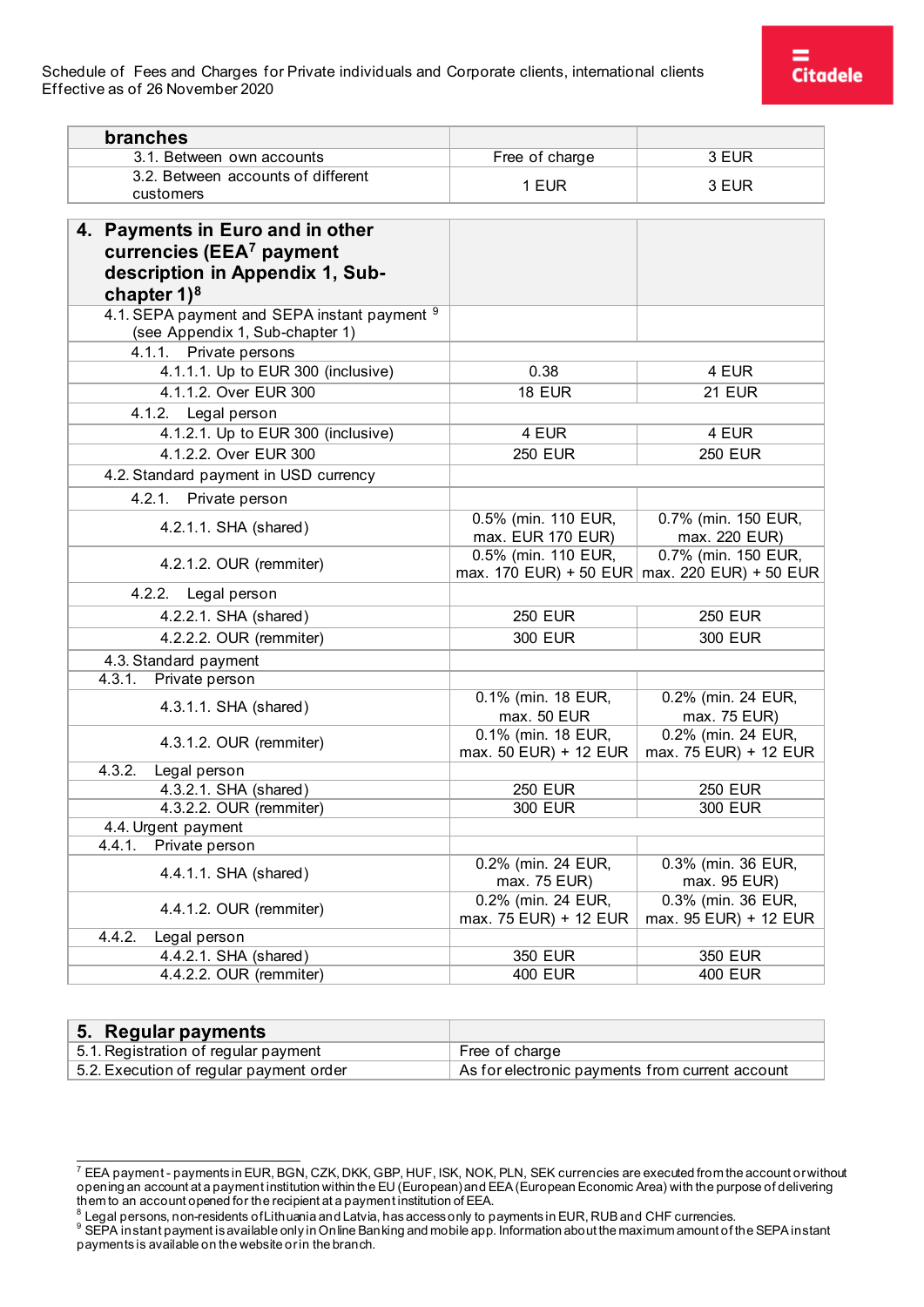| branches | | |
|---|---|---|
| 3.1. Between own accounts | Free of charge | 3 EUR |
| 3.2. Between accounts of different customers | 1 EUR | 3 EUR |

| **4. Payments in Euro and in other currencies (EEA[7] payment description in Appendix 1, Sub-chapter 1)[8]** | | |
|---|---|---|
| 4.1. SEPA payment and SEPA instant payment [9] (see Appendix 1, Sub-chapter 1) | | |
| 4.1.1. Private persons | | |
| 4.1.1.1. Up to EUR 300 (inclusive) | 0.38 | 4 EUR |
| 4.1.1.2. Over EUR 300 | 18 EUR | 21 EUR |
| 4.1.2. Legal person | | |
| 4.1.2.1. Up to EUR 300 (inclusive) | 4 EUR | 4 EUR |
| 4.1.2.2. Over EUR 300 | 250 EUR | 250 EUR |
| 4.2. Standard payment in USD currency | | |
| 4.2.1. Private person | | |
| 4.2.1.1. SHA (shared) | 0.5% (min. 110 EUR, max. EUR 170 EUR) | 0.7% (min. 150 EUR, max. 220 EUR) |
| 4.2.1.2. OUR (remmiter) | 0.5% (min. 110 EUR, max. 170 EUR) + 50 EUR | 0.7% (min. 150 EUR, max. 220 EUR) + 50 EUR |
| 4.2.2. Legal person | | |
| 4.2.2.1. SHA (shared) | 250 EUR | 250 EUR |
| 4.2.2.2. OUR (remmiter) | 300 EUR | 300 EUR |
| 4.3. Standard payment | | |
| 4.3.1. Private person | | |
| 4.3.1.1. SHA (shared) | 0.1% (min. 18 EUR, max. 50 EUR | 0.2% (min. 24 EUR, max. 75 EUR) |
| 4.3.1.2. OUR (remmiter) | 0.1% (min. 18 EUR, max. 50 EUR) + 12 EUR | 0.2% (min. 24 EUR, max. 75 EUR) + 12 EUR |
| 4.3.2. Legal person | | |
| 4.3.2.1. SHA (shared) | 250 EUR | 250 EUR |
| 4.3.2.2. OUR (remmiter) | 300 EUR | 300 EUR |
| 4.4. Urgent payment | | |
| 4.4.1. Private person | | |
| 4.4.1.1. SHA (shared) | 0.2% (min. 24 EUR, max. 75 EUR) | 0.3% (min. 36 EUR, max. 95 EUR) |
| 4.4.1.2. OUR (remmiter) | 0.2% (min. 24 EUR, max. 75 EUR) + 12 EUR | 0.3% (min. 36 EUR, max. 95 EUR) + 12 EUR |
| 4.4.2. Legal person | | |
| 4.4.2.1. SHA (shared) | 350 EUR | 350 EUR |
| 4.4.2.2. OUR (remmiter) | 400 EUR | 400 EUR |

| **5. Regular payments** | |
|---|---|
| 5.1. Registration of regular payment | Free of charge |
| 5.2. Execution of regular payment order | As for electronic payments from current account |

[7] EEA payment - payments in EUR, BGN, CZK, DKK, GBP, HUF, ISK, NOK, PLN, SEK currencies are executed from the account or without opening an account at a payment institution within the EU (European) and EEA (European Economic Area) with the purpose of delivering them to an account opened for the recipient at a payment institution of EEA.

[8] Legal persons, non-residents of Lithuania and Latvia, has access only to payments in EUR, RUB and CHF currencies.

[9] SEPA instant payment is available only in Online Banking and mobile app. Information about the maximum amount of the SEPA instant payments is available on the website or in the branch.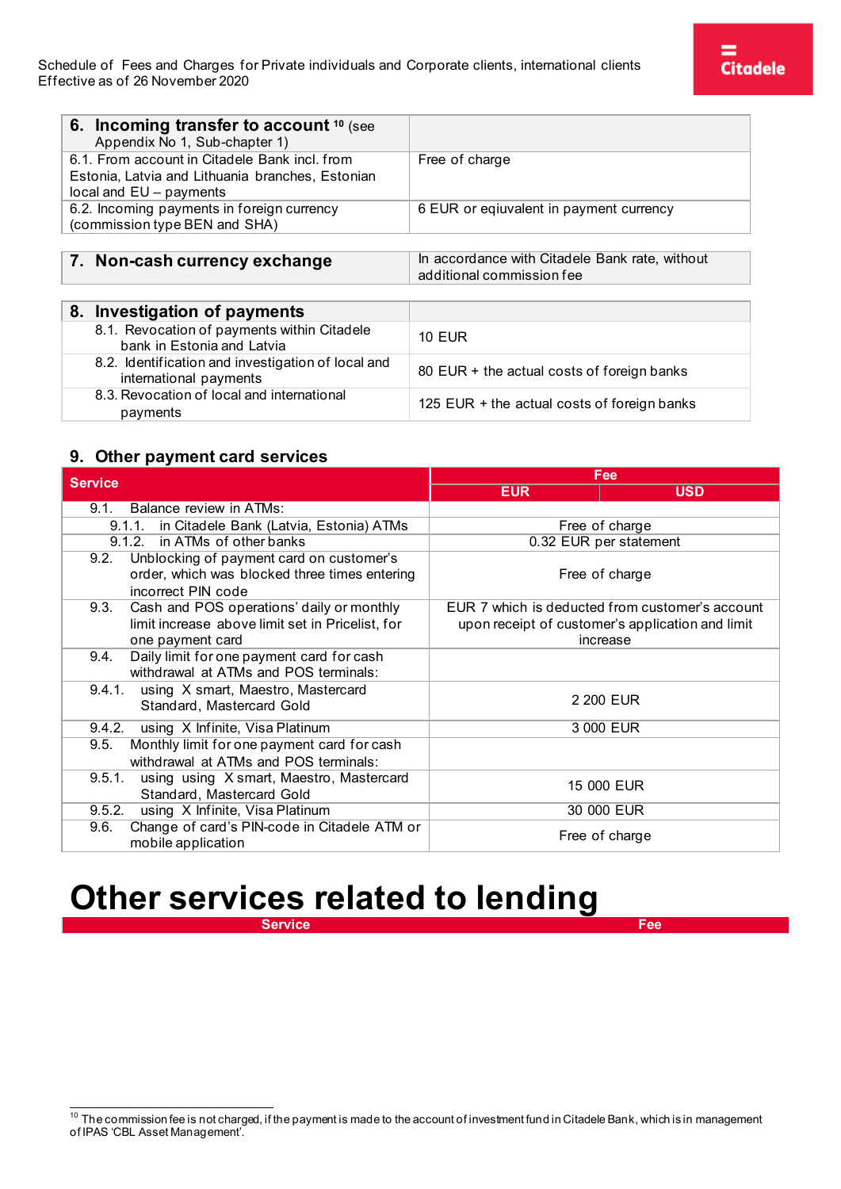| 6. Incoming transfer to account [10] (see Appendix No 1, Sub-chapter 1) | |
|---|---|
| 6.1. From account in Citadele Bank incl. from Estonia, Latvia and Lithuania branches, Estonian local and EU – payments | Free of charge |
| 6.2. Incoming payments in foreign currency (commission type BEN and SHA) | 6 EUR or eqiuvalent in payment currency |

| 7. Non-cash currency exchange | In accordance with Citadele Bank rate, without additional commission fee |
|---|---|

| 8. Investigation of payments | |
|---|---|
| 8.1. Revocation of payments within Citadele bank in Estonia and Latvia | 10 EUR |
| 8.2. Identification and investigation of local and international payments | 80 EUR + the actual costs of foreign banks |
| 8.3. Revocation of local and international payments | 125 EUR + the actual costs of foreign banks |

## 9. Other payment card services

| Service | Fee | |
|---|---|---|
| | EUR | USD |
| 9.1. Balance review in ATMs: | | |
| 9.1.1. in Citadele Bank (Latvia, Estonia) ATMs | Free of charge | |
| 9.1.2. in ATMs of other banks | 0.32 EUR per statement | |
| 9.2. Unblocking of payment card on customer's order, which was blocked three times entering incorrect PIN code | Free of charge | |
| 9.3. Cash and POS operations' daily or monthly limit increase above limit set in Pricelist, for one payment card | EUR 7 which is deducted from customer's account upon receipt of customer's application and limit increase | |
| 9.4. Daily limit for one payment card for cash withdrawal at ATMs and POS terminals: | | |
| 9.4.1. using X smart, Maestro, Mastercard Standard, Mastercard Gold | 2 200 EUR | |
| 9.4.2. using X Infinite, Visa Platinum | 3 000 EUR | |
| 9.5. Monthly limit for one payment card for cash withdrawal at ATMs and POS terminals: | | |
| 9.5.1. using using X smart, Maestro, Mastercard Standard, Mastercard Gold | 15 000 EUR | |
| 9.5.2. using X Infinite, Visa Platinum | 30 000 EUR | |
| 9.6. Change of card's PIN-code in Citadele ATM or mobile application | Free of charge | |

# Other services related to lending

| Service | Fee |
|---|---|

[10] The commission fee is not charged, if the payment is made to the account of investment fund in Citadele Bank, which is in management of IPAS 'CBL Asset Management'.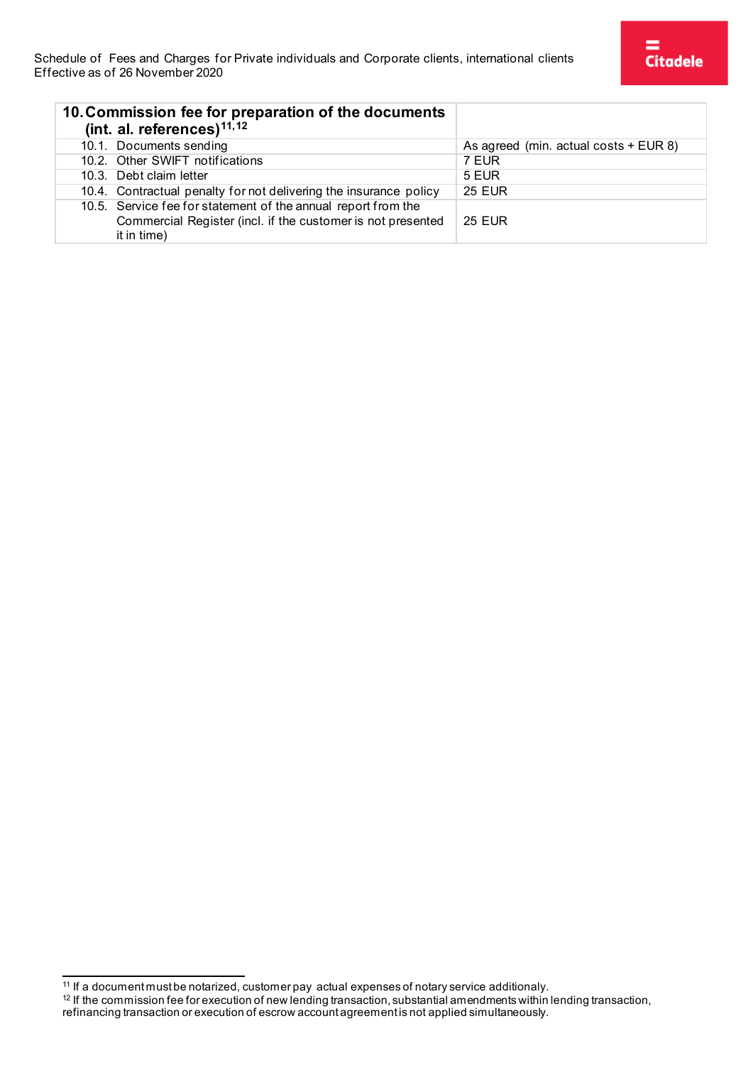| 10. Commission fee for preparation of the documents (int. al. references)[11,12] | |
|---|---|
| 10.1. Documents sending | As agreed (min. actual costs + EUR 8) |
| 10.2. Other SWIFT notifications | 7 EUR |
| 10.3. Debt claim letter | 5 EUR |
| 10.4. Contractual penalty for not delivering the insurance policy | 25 EUR |
| 10.5. Service fee for statement of the annual report from the Commercial Register (incl. if the customer is not presented it in time) | 25 EUR |

[11] If a document must be notarized, customer pay actual expenses of notary service additionaly.

[12] If the commission fee for execution of new lending transaction, substantial amendments within lending transaction, refinancing transaction or execution of escrow account agreement is not applied simultaneously.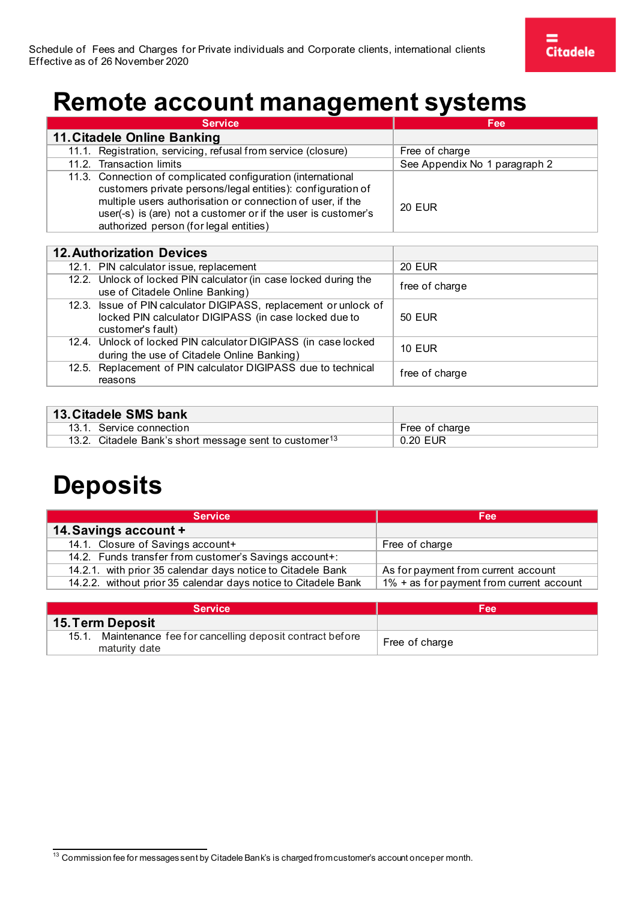# Remote account management systems

| Service | Fee |
|---|---|
| **11. Citadele Online Banking** | |
| 11.1. Registration, servicing, refusal from service (closure) | Free of charge |
| 11.2. Transaction limits | See Appendix No 1 paragraph 2 |
| 11.3. Connection of complicated configuration (international customers private persons/legal entities): configuration of multiple users authorisation or connection of user, if the user(-s) is (are) not a customer or if the user is customer's authorized person (for legal entities) | 20 EUR |

| | |
|---|---|
| **12. Authorization Devices** | |
| 12.1. PIN calculator issue, replacement | 20 EUR |
| 12.2. Unlock of locked PIN calculator (in case locked during the use of Citadele Online Banking) | free of charge |
| 12.3. Issue of PIN calculator DIGIPASS, replacement or unlock of locked PIN calculator DIGIPASS (in case locked due to customer's fault) | 50 EUR |
| 12.4. Unlock of locked PIN calculator DIGIPASS (in case locked during the use of Citadele Online Banking) | 10 EUR |
| 12.5. Replacement of PIN calculator DIGIPASS due to technical reasons | free of charge |

| | |
|---|---|
| **13. Citadele SMS bank** | |
| 13.1. Service connection | Free of charge |
| 13.2. Citadele Bank's short message sent to customer[13] | 0.20 EUR |

# Deposits

| Service | Fee |
|---|---|
| **14. Savings account +** | |
| 14.1. Closure of Savings account+ | Free of charge |
| 14.2. Funds transfer from customer's Savings account+: | |
| 14.2.1. with prior 35 calendar days notice to Citadele Bank | As for payment from current account |
| 14.2.2. without prior 35 calendar days notice to Citadele Bank | 1% + as for payment from current account |

| Service | Fee |
|---|---|
| **15. Term Deposit** | |
| 15.1. Maintenance fee for cancelling deposit contract before maturity date | Free of charge |

[13] Commission fee for messages sent by Citadele Bank's is charged from customer's account once per month.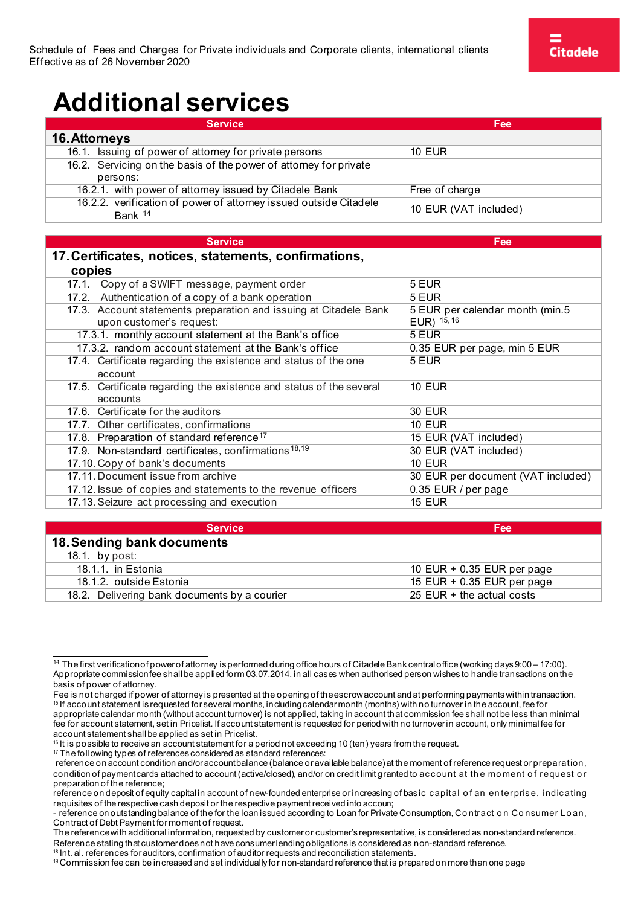# Additional services

| Service | Fee |
|---|---|
| **16. Attorneys** | |
| 16.1. Issuing of power of attorney for private persons | 10 EUR |
| 16.2. Servicing on the basis of the power of attorney for private persons: | |
| 16.2.1. with power of attorney issued by Citadele Bank | Free of charge |
| 16.2.2. verification of power of attorney issued outside Citadele Bank [14] | 10 EUR (VAT included) |

| Service | Fee |
|---|---|
| **17. Certificates, notices, statements, confirmations, copies** | |
| 17.1. Copy of a SWIFT message, payment order | 5 EUR |
| 17.2. Authentication of a copy of a bank operation | 5 EUR |
| 17.3. Account statements preparation and issuing at Citadele Bank upon customer's request: | 5 EUR per calendar month (min.5 EUR) [15, 16] |
| 17.3.1. monthly account statement at the Bank's office | 5 EUR |
| 17.3.2. random account statement at the Bank's office | 0.35 EUR per page, min 5 EUR |
| 17.4. Certificate regarding the existence and status of the one account | 5 EUR |
| 17.5. Certificate regarding the existence and status of the several accounts | 10 EUR |
| 17.6. Certificate for the auditors | 30 EUR |
| 17.7. Other certificates, confirmations | 10 EUR |
| 17.8. Preparation of standard reference [17] | 15 EUR (VAT included) |
| 17.9. Non-standard certificates, confirmations [18,19] | 30 EUR (VAT included) |
| 17.10. Copy of bank's documents | 10 EUR |
| 17.11. Document issue from archive | 30 EUR per document (VAT included) |
| 17.12. Issue of copies and statements to the revenue officers | 0.35 EUR / per page |
| 17.13. Seizure act processing and execution | 15 EUR |

| Service | Fee |
|---|---|
| **18. Sending bank documents** | |
| 18.1. by post: | |
| 18.1.1. in Estonia | 10 EUR + 0.35 EUR per page |
| 18.1.2. outside Estonia | 15 EUR + 0.35 EUR per page |
| 18.2. Delivering bank documents by a courier | 25 EUR + the actual costs |

[14] The first verification of power of attorney is performed during office hours of Citadele Bank central office (working days 9:00 – 17:00). Appropriate commission fee shall be applied form 03.07.2014. in all cases when authorised person wishes to handle transactions on the basis of power of attorney.
Fee is not charged if power of attorney is presented at the opening of the escrow account and at performing payments within transaction.

[15] If account statement is requested for several months, including calendar month (months) with no turnover in the account, fee for appropriate calendar month (without account turnover) is not applied, taking in account that commission fee shall not be less than minimal fee for account statement, set in Pricelist. If account statement is requested for period with no turnover in account, only minimal fee for account statement shall be applied as set in Pricelist.

[16] It is possible to receive an account statement for a period not exceeding 10 (ten) years from the request.

[17] The following types of references considered as standard references:
reference on account condition and/or account balance (balance or available balance) at the moment of reference request or preparation, condition of payment cards attached to account (active/closed), and/or on credit limit granted to account at the moment of request or preparation of the reference;
reference on deposit of equity capital in account of new-founded enterprise or increasing of basic capital of an enterprise, indicating requisites of the respective cash deposit or the respective payment received into accoun;
- reference on outstanding balance of the for the loan issued according to Loan for Private Consumption, Contract on Consumer Loan, Contract of Debt Payment for moment of request.
The reference with additional information, requested by customer or customer's representative, is considered as non-standard reference.
Reference stating that customer does not have consumer lending obligations is considered as non-standard reference.

[18] Int. al. references for auditors, confirmation of auditor requests and reconciliation statements.

[19] Commission fee can be increased and set individually for non-standard reference that is prepared on more than one page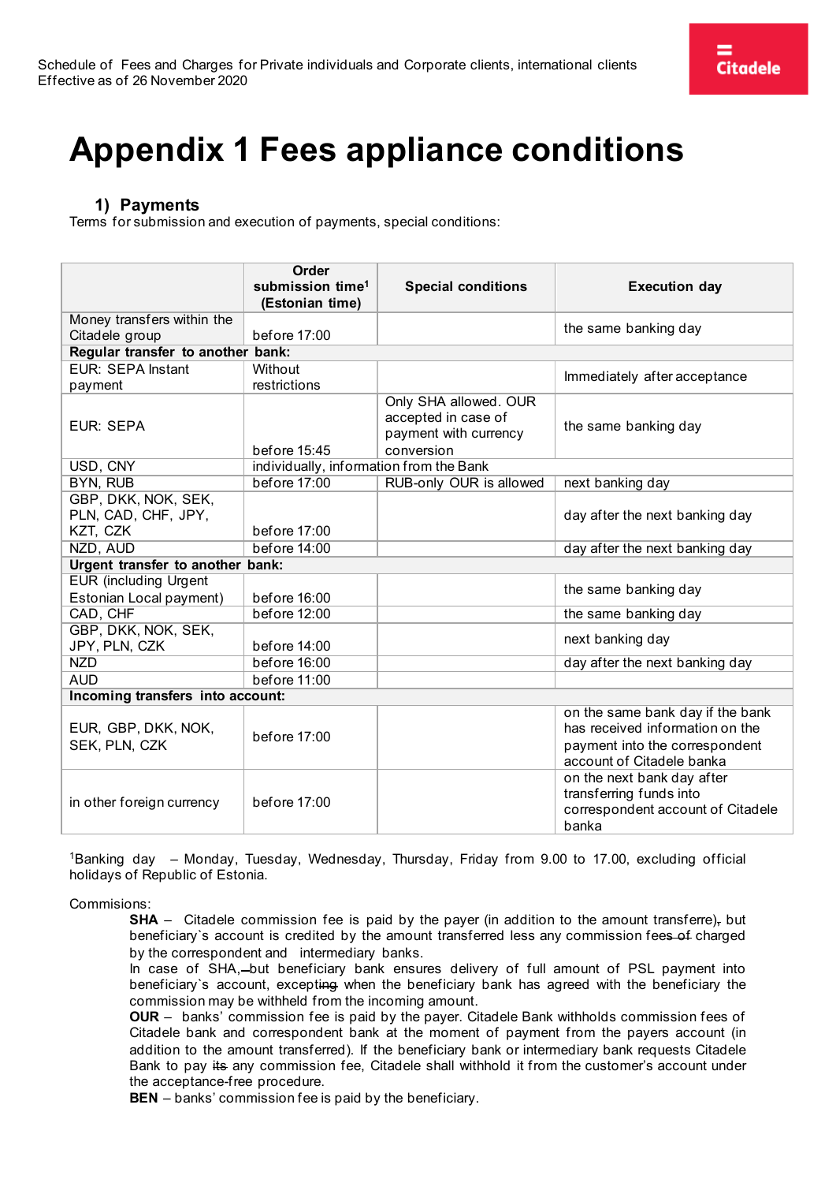Schedule of Fees and Charges for Private individuals and Corporate clients, international clients
Effective as of 26 November 2020

# Appendix 1 Fees appliance conditions

## 1) Payments

Terms for submission and execution of payments, special conditions:

| | Order submission time[1] (Estonian time) | Special conditions | Execution day |
|---|---|---|---|
| Money transfers within the Citadele group | before 17:00 | | the same banking day |
| **Regular transfer to another bank:** | | | |
| EUR: SEPA Instant payment | Without restrictions | | Immediately after acceptance |
| EUR: SEPA | before 15:45 | Only SHA allowed. OUR accepted in case of payment with currency conversion | the same banking day |
| USD, CNY | individually, information from the Bank | | |
| BYN, RUB | before 17:00 | RUB-only OUR is allowed | next banking day |
| GBP, DKK, NOK, SEK, PLN, CAD, CHF, JPY, KZT, CZK | before 17:00 | | day after the next banking day |
| NZD, AUD | before 14:00 | | day after the next banking day |
| **Urgent transfer to another bank:** | | | |
| EUR (including Urgent Estonian Local payment) | before 16:00 | | the same banking day |
| CAD, CHF | before 12:00 | | the same banking day |
| GBP, DKK, NOK, SEK, JPY, PLN, CZK | before 14:00 | | next banking day |
| NZD | before 16:00 | | day after the next banking day |
| AUD | before 11:00 | | |
| **Incoming transfers into account:** | | | |
| EUR, GBP, DKK, NOK, SEK, PLN, CZK | before 17:00 | | on the same bank day if the bank has received information on the payment into the correspondent account of Citadele banka |
| in other foreign currency | before 17:00 | | on the next bank day after transferring funds into correspondent account of Citadele banka |

[1]Banking day – Monday, Tuesday, Wednesday, Thursday, Friday from 9.00 to 17.00, excluding official holidays of Republic of Estonia.

Commisions:

**SHA** – Citadele commission fee is paid by the payer (in addition to the amount transferre), but beneficiary`s account is credited by the amount transferred less any commission fees of charged by the correspondent and intermediary banks.
In case of SHA, but beneficiary bank ensures delivery of full amount of PSL payment into beneficiary`s account, excepting when the beneficiary bank has agreed with the beneficiary the commission may be withheld from the incoming amount.
**OUR** – banks' commission fee is paid by the payer. Citadele Bank withholds commission fees of Citadele bank and correspondent bank at the moment of payment from the payers account (in addition to the amount transferred). If the beneficiary bank or intermediary bank requests Citadele Bank to pay its any commission fee, Citadele shall withhold it from the customer's account under the acceptance-free procedure.
**BEN** – banks' commission fee is paid by the beneficiary.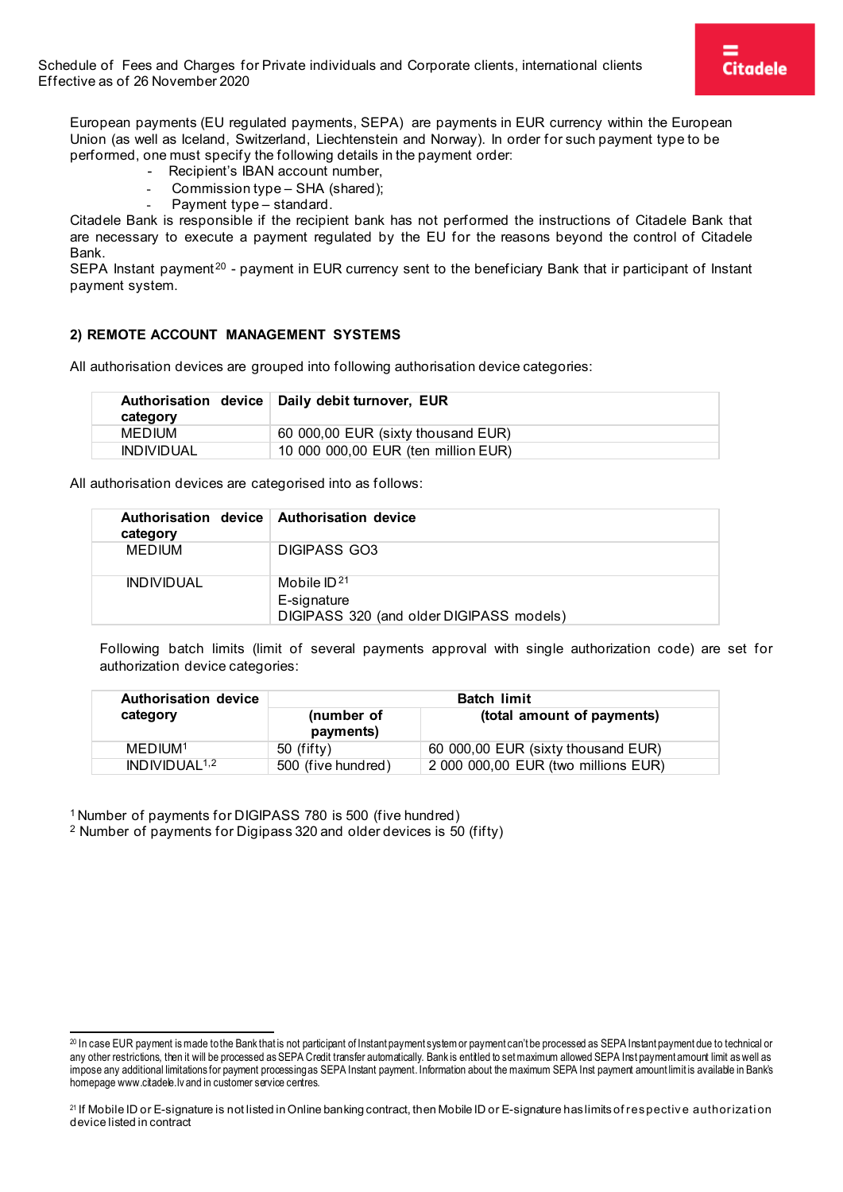European payments (EU regulated payments, SEPA) are payments in EUR currency within the European Union (as well as Iceland, Switzerland, Liechtenstein and Norway). In order for such payment type to be performed, one must specify the following details in the payment order:

- Recipient's IBAN account number,
- Commission type – SHA (shared);
- Payment type – standard.

Citadele Bank is responsible if the recipient bank has not performed the instructions of Citadele Bank that are necessary to execute a payment regulated by the EU for the reasons beyond the control of Citadele Bank.

SEPA Instant payment[20] - payment in EUR currency sent to the beneficiary Bank that ir participant of Instant payment system.

## 2) REMOTE ACCOUNT MANAGEMENT SYSTEMS

All authorisation devices are grouped into following authorisation device categories:

| Authorisation device category | Daily debit turnover, EUR |
|---|---|
| MEDIUM | 60 000,00 EUR (sixty thousand EUR) |
| INDIVIDUAL | 10 000 000,00 EUR (ten million EUR) |

All authorisation devices are categorised into as follows:

| Authorisation device category | Authorisation device |
|---|---|
| MEDIUM | DIGIPASS GO3 |
| INDIVIDUAL | Mobile ID[21]<br>E-signature<br>DIGIPASS 320 (and older DIGIPASS models) |

Following batch limits (limit of several payments approval with single authorization code) are set for authorization device categories:

| Authorisation device category | Batch limit | |
|---|---|---|
| | (number of payments) | (total amount of payments) |
| MEDIUM[1] | 50 (fifty) | 60 000,00 EUR (sixty thousand EUR) |
| INDIVIDUAL[1,2] | 500 (five hundred) | 2 000 000,00 EUR (two millions EUR) |

[1] Number of payments for DIGIPASS 780 is 500 (five hundred)

[2] Number of payments for Digipass 320 and older devices is 50 (fifty)

[20] In case EUR payment is made to the Bank that is not participant of Instant payment system or payment can't be processed as SEPA Instant payment due to technical or any other restrictions, then it will be processed as SEPA Credit transfer automatically. Bank is entitled to set maximum allowed SEPA Inst payment amount limit as well as impose any additional limitations for payment processing as SEPA Instant payment. Information about the maximum SEPA Inst payment amount limit is available in Bank's homepage www.citadele.lv and in customer service centres.

[21] If Mobile ID or E-signature is not listed in Online banking contract, then Mobile ID or E-signature has limits of respective authorization device listed in contract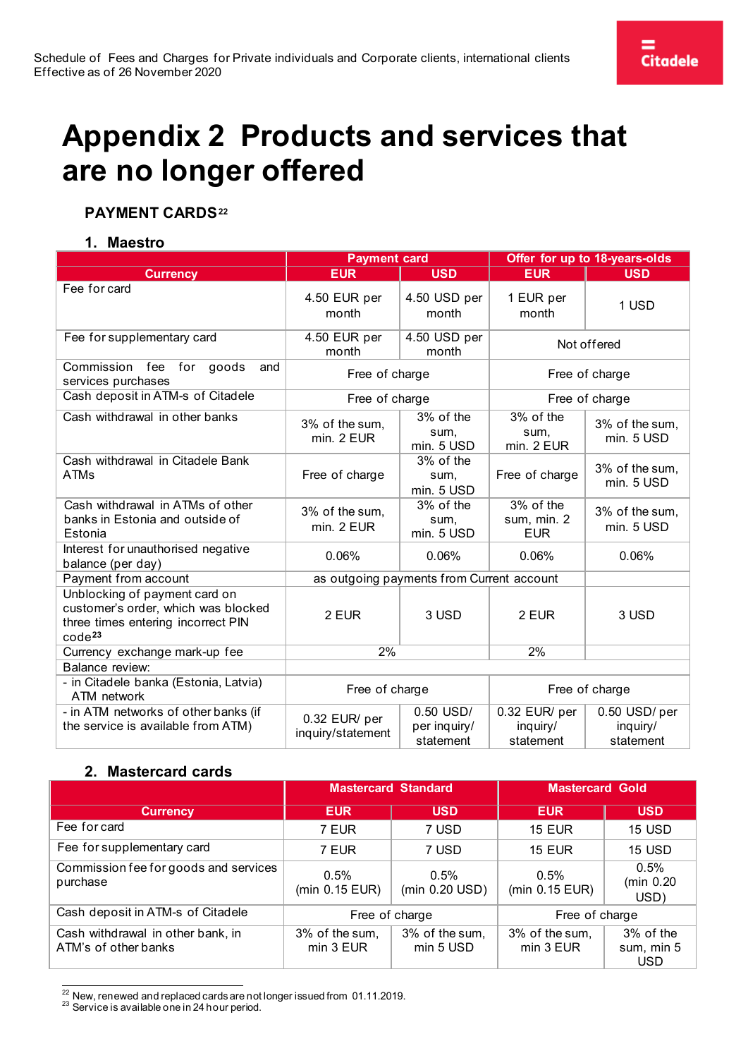# Appendix 2 Products and services that are no longer offered

## PAYMENT CARDS[22]

### 1. Maestro

| | Payment card | | Offer for up to 18-years-olds | |
|---|---|---|---|---|
| **Currency** | **EUR** | **USD** | **EUR** | **USD** |
| Fee for card | 4.50 EUR per month | 4.50 USD per month | 1 EUR per month | 1 USD |
| Fee for supplementary card | 4.50 EUR per month | 4.50 USD per month | Not offered | |
| Commission fee for goods and services purchases | Free of charge | | Free of charge | |
| Cash deposit in ATM-s of Citadele | Free of charge | | Free of charge | |
| Cash withdrawal in other banks | 3% of the sum, min. 2 EUR | 3% of the sum, min. 5 USD | 3% of the sum, min. 2 EUR | 3% of the sum, min. 5 USD |
| Cash withdrawal in Citadele Bank ATMs | Free of charge | 3% of the sum, min. 5 USD | Free of charge | 3% of the sum, min. 5 USD |
| Cash withdrawal in ATMs of other banks in Estonia and outside of Estonia | 3% of the sum, min. 2 EUR | 3% of the sum, min. 5 USD | 3% of the sum, min. 2 EUR | 3% of the sum, min. 5 USD |
| Interest for unauthorised negative balance (per day) | 0.06% | 0.06% | 0.06% | 0.06% |
| Payment from account | as outgoing payments from Current account | | | |
| Unblocking of payment card on customer's order, which was blocked three times entering incorrect PIN code[23] | 2 EUR | 3 USD | 2 EUR | 3 USD |
| Currency exchange mark-up fee | 2% | | 2% | |
| Balance review: | | | | |
| - in Citadele banka (Estonia, Latvia) ATM network | Free of charge | | Free of charge | |
| - in ATM networks of other banks (if the service is available from ATM) | 0.32 EUR/ per inquiry/statement | 0.50 USD/ per inquiry/ statement | 0.32 EUR/ per inquiry/ statement | 0.50 USD/ per inquiry/ statement |

### 2. Mastercard cards

| | Mastercard Standard | | Mastercard Gold | |
|---|---|---|---|---|
| **Currency** | **EUR** | **USD** | **EUR** | **USD** |
| Fee for card | 7 EUR | 7 USD | 15 EUR | 15 USD |
| Fee for supplementary card | 7 EUR | 7 USD | 15 EUR | 15 USD |
| Commission fee for goods and services purchase | 0.5% (min 0.15 EUR) | 0.5% (min 0.20 USD) | 0.5% (min 0.15 EUR) | 0.5% (min 0.20 USD) |
| Cash deposit in ATM-s of Citadele | Free of charge | | Free of charge | |
| Cash withdrawal in other bank, in ATM's of other banks | 3% of the sum, min 3 EUR | 3% of the sum, min 5 USD | 3% of the sum, min 3 EUR | 3% of the sum, min 5 USD |

[22] New, renewed and replaced cards are not longer issued from 01.11.2019.
[23] Service is available one in 24 hour period.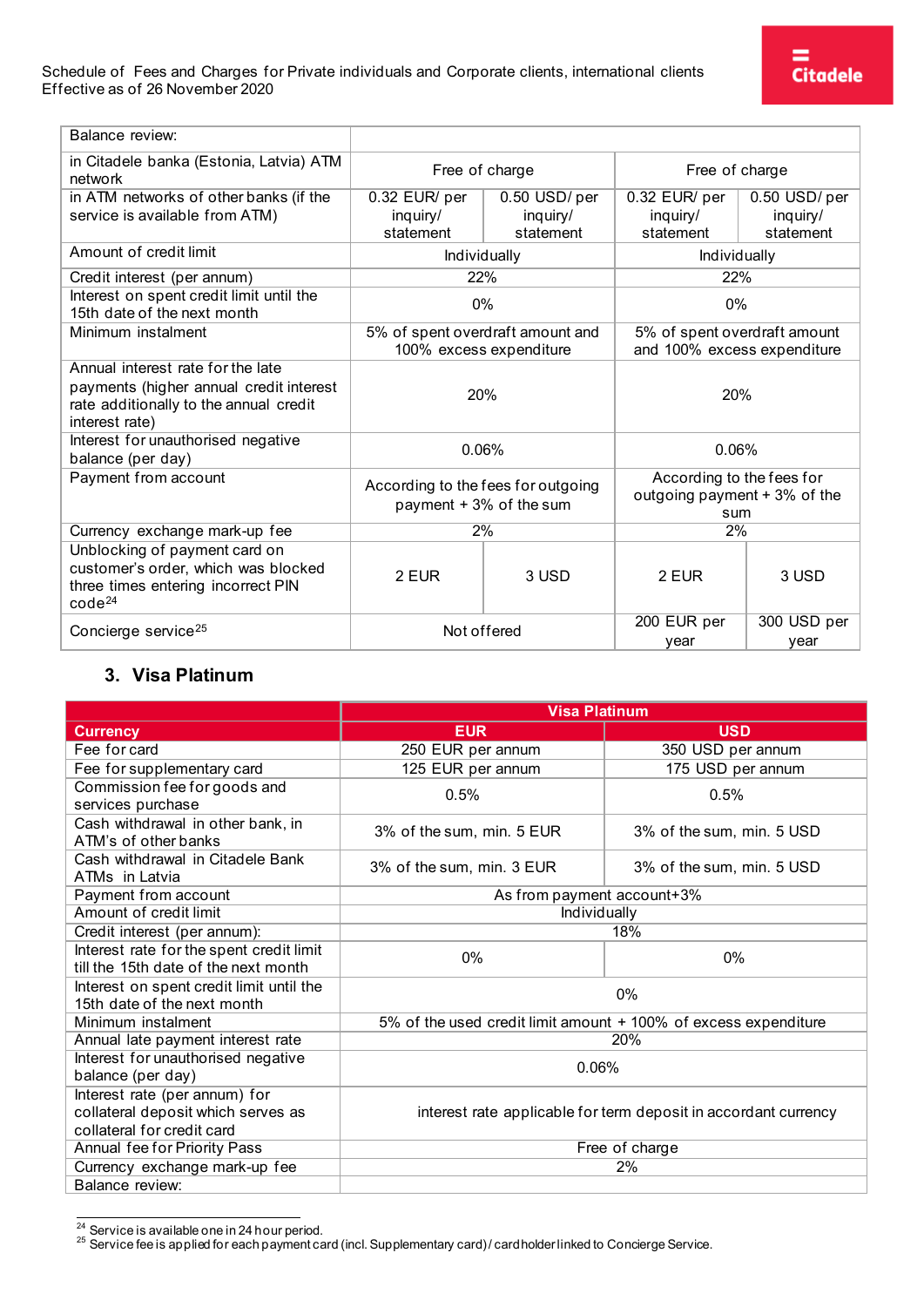| | | | | |
|---|---|---|---|---|
| Balance review: | | | | |
| in Citadele banka (Estonia, Latvia) ATM network | Free of charge | | Free of charge | |
| in ATM networks of other banks (if the service is available from ATM) | 0.32 EUR/ per inquiry/ statement | 0.50 USD/ per inquiry/ statement | 0.32 EUR/ per inquiry/ statement | 0.50 USD/ per inquiry/ statement |
| Amount of credit limit | Individually | | Individually | |
| Credit interest (per annum) | 22% | | 22% | |
| Interest on spent credit limit until the 15th date of the next month | 0% | | 0% | |
| Minimum instalment | 5% of spent overdraft amount and 100% excess expenditure | | 5% of spent overdraft amount and 100% excess expenditure | |
| Annual interest rate for the late payments (higher annual credit interest rate additionally to the annual credit interest rate) | 20% | | 20% | |
| Interest for unauthorised negative balance (per day) | 0.06% | | 0.06% | |
| Payment from account | According to the fees for outgoing payment + 3% of the sum | | According to the fees for outgoing payment + 3% of the sum | |
| Currency exchange mark-up fee | 2% | | 2% | |
| Unblocking of payment card on customer's order, which was blocked three times entering incorrect PIN code[24] | 2 EUR | 3 USD | 2 EUR | 3 USD |
| Concierge service[25] | Not offered | | 200 EUR per year | 300 USD per year |

## 3. Visa Platinum

| | Visa Platinum | |
|---|---|---|
| **Currency** | **EUR** | **USD** |
| Fee for card | 250 EUR per annum | 350 USD per annum |
| Fee for supplementary card | 125 EUR per annum | 175 USD per annum |
| Commission fee for goods and services purchase | 0.5% | 0.5% |
| Cash withdrawal in other bank, in ATM's of other banks | 3% of the sum, min. 5 EUR | 3% of the sum, min. 5 USD |
| Cash withdrawal in Citadele Bank ATMs in Latvia | 3% of the sum, min. 3 EUR | 3% of the sum, min. 5 USD |
| Payment from account | As from payment account+3% | |
| Amount of credit limit | Individually | |
| Credit interest (per annum): | 18% | |
| Interest rate for the spent credit limit till the 15th date of the next month | 0% | 0% |
| Interest on spent credit limit until the 15th date of the next month | 0% | |
| Minimum instalment | 5% of the used credit limit amount + 100% of excess expenditure | |
| Annual late payment interest rate | 20% | |
| Interest for unauthorised negative balance (per day) | 0.06% | |
| Interest rate (per annum) for collateral deposit which serves as collateral for credit card | interest rate applicable for term deposit in accordant currency | |
| Annual fee for Priority Pass | Free of charge | |
| Currency exchange mark-up fee | 2% | |
| Balance review: | | |

[24] Service is available one in 24 hour period.
[25] Service fee is applied for each payment card (incl. Supplementary card) / cardholder linked to Concierge Service.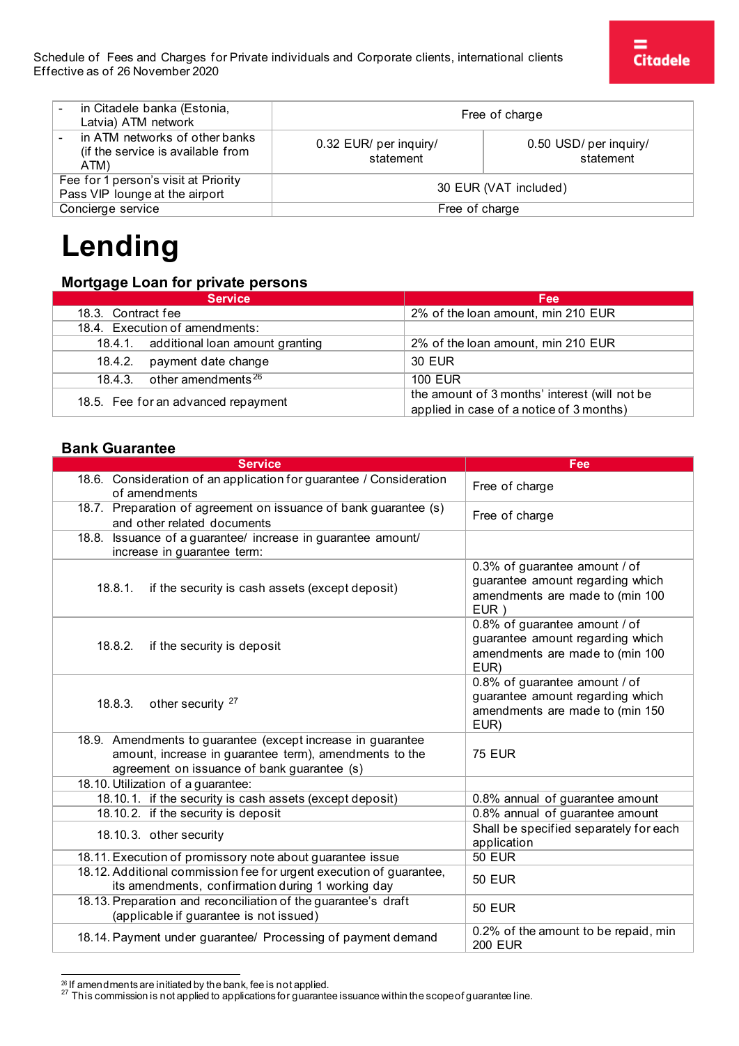| | | |
|---|---|---|
| - in Citadele banka (Estonia, Latvia) ATM network | Free of charge | |
| - in ATM networks of other banks (if the service is available from ATM) | 0.32 EUR/ per inquiry/ statement | 0.50 USD/ per inquiry/ statement |
| Fee for 1 person's visit at Priority Pass VIP lounge at the airport | 30 EUR (VAT included) | |
| Concierge service | Free of charge | |

# Lending

## Mortgage Loan for private persons

| Service | Fee |
|---|---|
| 18.3. Contract fee | 2% of the loan amount, min 210 EUR |
| 18.4. Execution of amendments: | |
| 18.4.1. additional loan amount granting | 2% of the loan amount, min 210 EUR |
| 18.4.2. payment date change | 30 EUR |
| 18.4.3. other amendments [26] | 100 EUR |
| 18.5. Fee for an advanced repayment | the amount of 3 months' interest (will not be applied in case of a notice of 3 months) |

## Bank Guarantee

| Service | Fee |
|---|---|
| 18.6. Consideration of an application for guarantee / Consideration of amendments | Free of charge |
| 18.7. Preparation of agreement on issuance of bank guarantee (s) and other related documents | Free of charge |
| 18.8. Issuance of a guarantee/ increase in guarantee amount/ increase in guarantee term: | |
| 18.8.1. if the security is cash assets (except deposit) | 0.3% of guarantee amount / of guarantee amount regarding which amendments are made to (min 100 EUR ) |
| 18.8.2. if the security is deposit | 0.8% of guarantee amount / of guarantee amount regarding which amendments are made to (min 100 EUR) |
| 18.8.3. other security [27] | 0.8% of guarantee amount / of guarantee amount regarding which amendments are made to (min 150 EUR) |
| 18.9. Amendments to guarantee (except increase in guarantee amount, increase in guarantee term), amendments to the agreement on issuance of bank guarantee (s) | 75 EUR |
| 18.10. Utilization of a guarantee: | |
| 18.10.1. if the security is cash assets (except deposit) | 0.8% annual of guarantee amount |
| 18.10.2. if the security is deposit | 0.8% annual of guarantee amount |
| 18.10.3. other security | Shall be specified separately for each application |
| 18.11. Execution of promissory note about guarantee issue | 50 EUR |
| 18.12. Additional commission fee for urgent execution of guarantee, its amendments, confirmation during 1 working day | 50 EUR |
| 18.13. Preparation and reconciliation of the guarantee's draft (applicable if guarantee is not issued) | 50 EUR |
| 18.14. Payment under guarantee/ Processing of payment demand | 0.2% of the amount to be repaid, min 200 EUR |

[26] If amendments are initiated by the bank, fee is not applied.
[27] This commission is not applied to applications for guarantee issuance within the scope of guarantee line.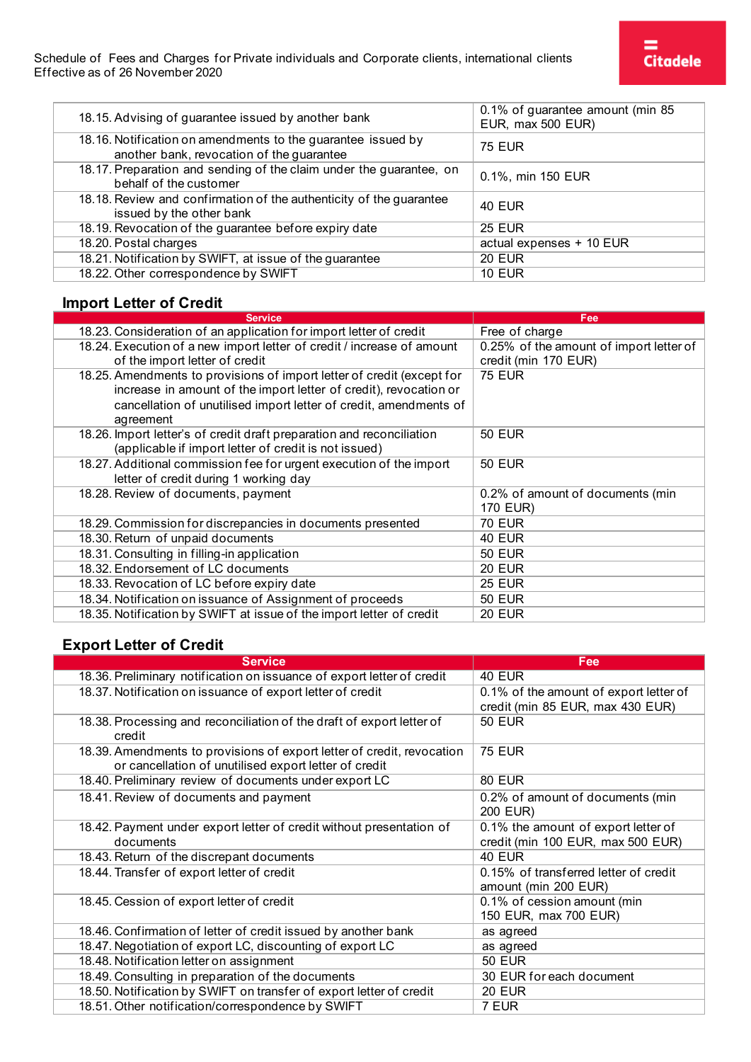| | |
|---|---|
| 18.15. Advising of guarantee issued by another bank | 0.1% of guarantee amount (min 85 EUR, max 500 EUR) |
| 18.16. Notification on amendments to the guarantee issued by another bank, revocation of the guarantee | 75 EUR |
| 18.17. Preparation and sending of the claim under the guarantee, on behalf of the customer | 0.1%, min 150 EUR |
| 18.18. Review and confirmation of the authenticity of the guarantee issued by the other bank | 40 EUR |
| 18.19. Revocation of the guarantee before expiry date | 25 EUR |
| 18.20. Postal charges | actual expenses + 10 EUR |
| 18.21. Notification by SWIFT, at issue of the guarantee | 20 EUR |
| 18.22. Other correspondence by SWIFT | 10 EUR |

## Import Letter of Credit

| Service | Fee |
|---|---|
| 18.23. Consideration of an application for import letter of credit | Free of charge |
| 18.24. Execution of a new import letter of credit / increase of amount of the import letter of credit | 0.25% of the amount of import letter of credit (min 170 EUR) |
| 18.25. Amendments to provisions of import letter of credit (except for increase in amount of the import letter of credit), revocation or cancellation of unutilised import letter of credit, amendments of agreement | 75 EUR |
| 18.26. Import letter's of credit draft preparation and reconciliation (applicable if import letter of credit is not issued) | 50 EUR |
| 18.27. Additional commission fee for urgent execution of the import letter of credit during 1 working day | 50 EUR |
| 18.28. Review of documents, payment | 0.2% of amount of documents (min 170 EUR) |
| 18.29. Commission for discrepancies in documents presented | 70 EUR |
| 18.30. Return of unpaid documents | 40 EUR |
| 18.31. Consulting in filling-in application | 50 EUR |
| 18.32. Endorsement of LC documents | 20 EUR |
| 18.33. Revocation of LC before expiry date | 25 EUR |
| 18.34. Notification on issuance of Assignment of proceeds | 50 EUR |
| 18.35. Notification by SWIFT at issue of the import letter of credit | 20 EUR |

## Export Letter of Credit

| Service | Fee |
|---|---|
| 18.36. Preliminary notification on issuance of export letter of credit | 40 EUR |
| 18.37. Notification on issuance of export letter of credit | 0.1% of the amount of export letter of credit (min 85 EUR, max 430 EUR) |
| 18.38. Processing and reconciliation of the draft of export letter of credit | 50 EUR |
| 18.39. Amendments to provisions of export letter of credit, revocation or cancellation of unutilised export letter of credit | 75 EUR |
| 18.40. Preliminary review of documents under export LC | 80 EUR |
| 18.41. Review of documents and payment | 0.2% of amount of documents (min 200 EUR) |
| 18.42. Payment under export letter of credit without presentation of documents | 0.1% the amount of export letter of credit (min 100 EUR, max 500 EUR) |
| 18.43. Return of the discrepant documents | 40 EUR |
| 18.44. Transfer of export letter of credit | 0.15% of transferred letter of credit amount (min 200 EUR) |
| 18.45. Cession of export letter of credit | 0.1% of cession amount (min 150 EUR, max 700 EUR) |
| 18.46. Confirmation of letter of credit issued by another bank | as agreed |
| 18.47. Negotiation of export LC, discounting of export LC | as agreed |
| 18.48. Notification letter on assignment | 50 EUR |
| 18.49. Consulting in preparation of the documents | 30 EUR for each document |
| 18.50. Notification by SWIFT on transfer of export letter of credit | 20 EUR |
| 18.51. Other notification/correspondence by SWIFT | 7 EUR |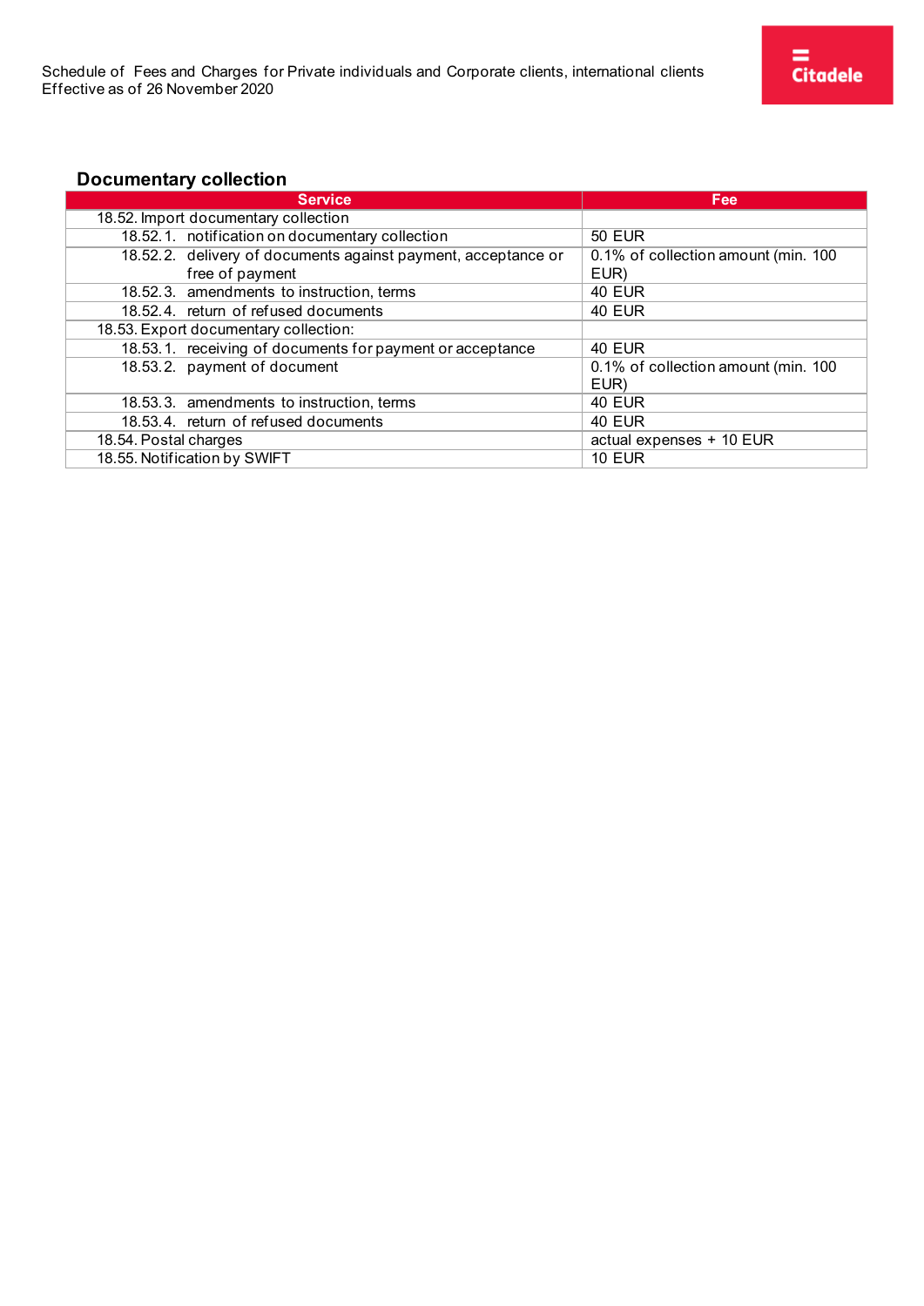## Documentary collection

| Service | Fee |
|---|---|
| 18.52. Import documentary collection | |
| 18.52.1. notification on documentary collection | 50 EUR |
| 18.52.2. delivery of documents against payment, acceptance or free of payment | 0.1% of collection amount (min. 100 EUR) |
| 18.52.3. amendments to instruction, terms | 40 EUR |
| 18.52.4. return of refused documents | 40 EUR |
| 18.53. Export documentary collection: | |
| 18.53.1. receiving of documents for payment or acceptance | 40 EUR |
| 18.53.2. payment of document | 0.1% of collection amount (min. 100 EUR) |
| 18.53.3. amendments to instruction, terms | 40 EUR |
| 18.53.4. return of refused documents | 40 EUR |
| 18.54. Postal charges | actual expenses + 10 EUR |
| 18.55. Notification by SWIFT | 10 EUR |